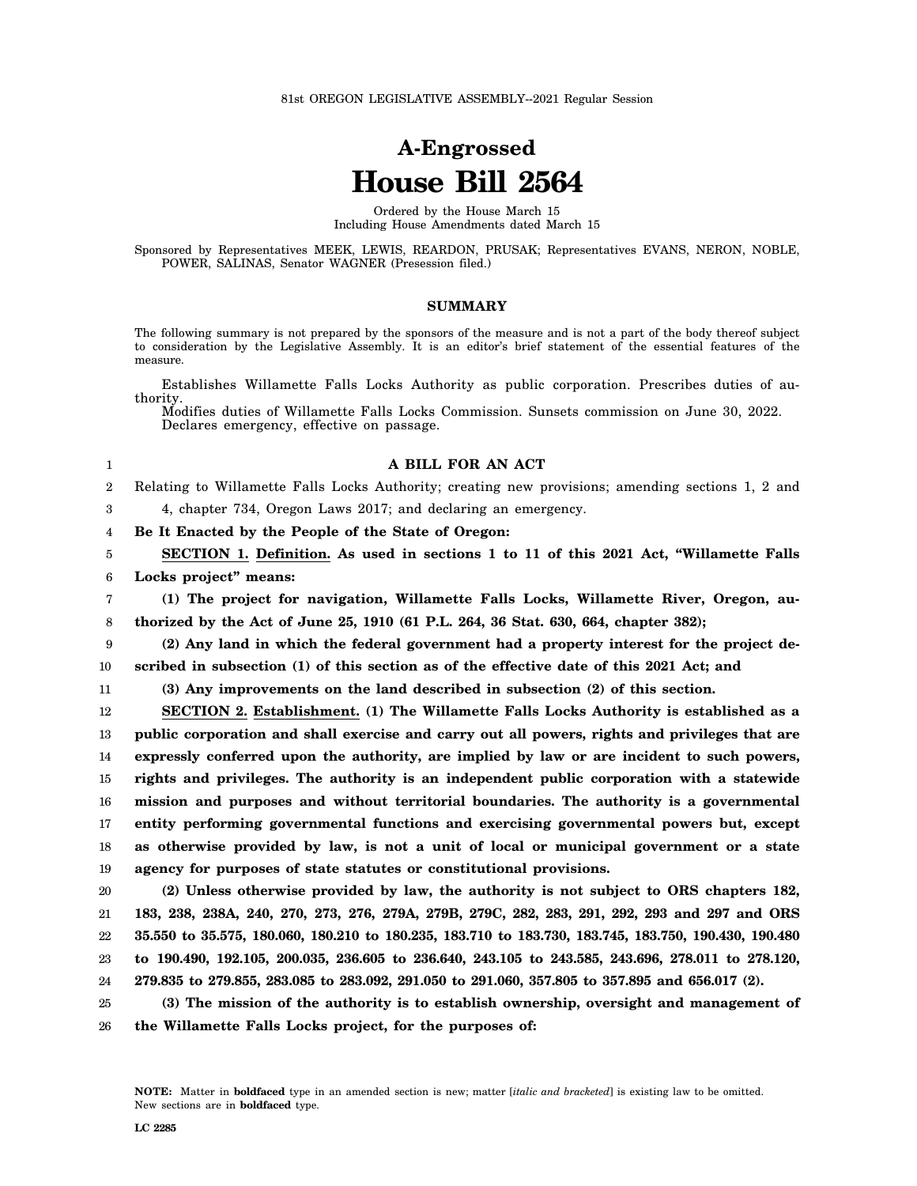81st OREGON LEGISLATIVE ASSEMBLY--2021 Regular Session

# A-Engrossed
# House Bill 2564

Ordered by the House March 15
Including House Amendments dated March 15

Sponsored by Representatives MEEK, LEWIS, REARDON, PRUSAK; Representatives EVANS, NERON, NOBLE, POWER, SALINAS, Senator WAGNER (Presession filed.)

## SUMMARY

The following summary is not prepared by the sponsors of the measure and is not a part of the body thereof subject to consideration by the Legislative Assembly. It is an editor's brief statement of the essential features of the measure.

Establishes Willamette Falls Locks Authority as public corporation. Prescribes duties of authority.

Modifies duties of Willamette Falls Locks Commission. Sunsets commission on June 30, 2022.

Declares emergency, effective on passage.

### A BILL FOR AN ACT

Relating to Willamette Falls Locks Authority; creating new provisions; amending sections 1, 2 and 4, chapter 734, Oregon Laws 2017; and declaring an emergency.

**Be It Enacted by the People of the State of Oregon:**

**SECTION 1. Definition. As used in sections 1 to 11 of this 2021 Act, "Willamette Falls Locks project" means:**

**(1) The project for navigation, Willamette Falls Locks, Willamette River, Oregon, authorized by the Act of June 25, 1910 (61 P.L. 264, 36 Stat. 630, 664, chapter 382);**

**(2) Any land in which the federal government had a property interest for the project described in subsection (1) of this section as of the effective date of this 2021 Act; and**

**(3) Any improvements on the land described in subsection (2) of this section.**

**SECTION 2. Establishment. (1) The Willamette Falls Locks Authority is established as a public corporation and shall exercise and carry out all powers, rights and privileges that are expressly conferred upon the authority, are implied by law or are incident to such powers, rights and privileges. The authority is an independent public corporation with a statewide mission and purposes and without territorial boundaries. The authority is a governmental entity performing governmental functions and exercising governmental powers but, except as otherwise provided by law, is not a unit of local or municipal government or a state agency for purposes of state statutes or constitutional provisions.**

**(2) Unless otherwise provided by law, the authority is not subject to ORS chapters 182, 183, 238, 238A, 240, 270, 273, 276, 279A, 279B, 279C, 282, 283, 291, 292, 293 and 297 and ORS 35.550 to 35.575, 180.060, 180.210 to 180.235, 183.710 to 183.730, 183.745, 183.750, 190.430, 190.480 to 190.490, 192.105, 200.035, 236.605 to 236.640, 243.105 to 243.585, 243.696, 278.011 to 278.120, 279.835 to 279.855, 283.085 to 283.092, 291.050 to 291.060, 357.805 to 357.895 and 656.017 (2).**

**(3) The mission of the authority is to establish ownership, oversight and management of the Willamette Falls Locks project, for the purposes of:**

NOTE: Matter in **boldfaced** type in an amended section is new; matter [*italic and bracketed*] is existing law to be omitted. New sections are in **boldfaced** type.

LC 2285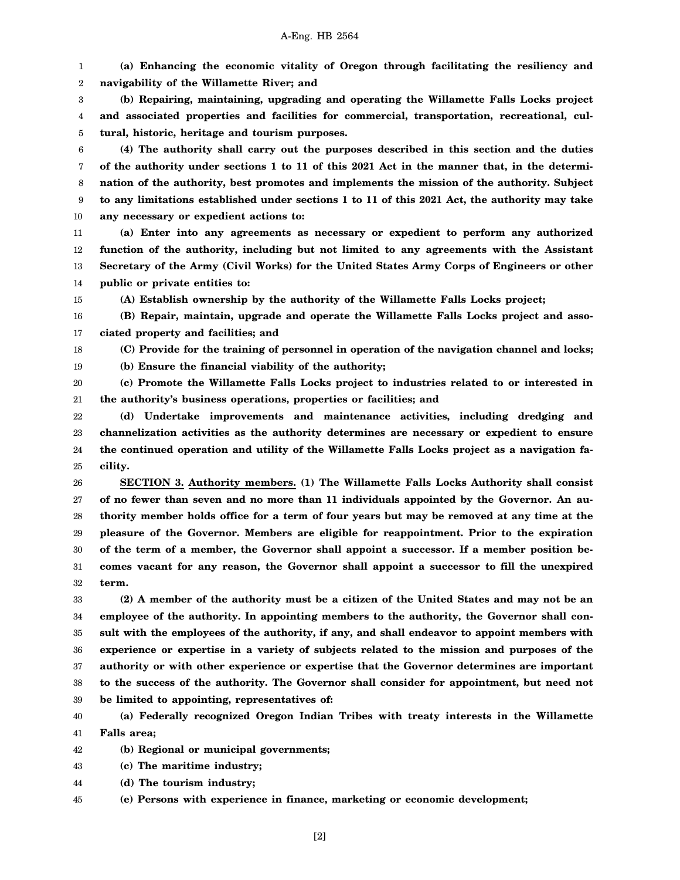**(a) Enhancing the economic vitality of Oregon through facilitating the resiliency and navigability of the Willamette River; and**

**(b) Repairing, maintaining, upgrading and operating the Willamette Falls Locks project and associated properties and facilities for commercial, transportation, recreational, cultural, historic, heritage and tourism purposes.**

**(4) The authority shall carry out the purposes described in this section and the duties of the authority under sections 1 to 11 of this 2021 Act in the manner that, in the determination of the authority, best promotes and implements the mission of the authority. Subject to any limitations established under sections 1 to 11 of this 2021 Act, the authority may take any necessary or expedient actions to:**

**(a) Enter into any agreements as necessary or expedient to perform any authorized function of the authority, including but not limited to any agreements with the Assistant Secretary of the Army (Civil Works) for the United States Army Corps of Engineers or other public or private entities to:**

**(A) Establish ownership by the authority of the Willamette Falls Locks project;**

**(B) Repair, maintain, upgrade and operate the Willamette Falls Locks project and associated property and facilities; and**

**(C) Provide for the training of personnel in operation of the navigation channel and locks;**

**(b) Ensure the financial viability of the authority;**

**(c) Promote the Willamette Falls Locks project to industries related to or interested in the authority's business operations, properties or facilities; and**

**(d) Undertake improvements and maintenance activities, including dredging and channelization activities as the authority determines are necessary or expedient to ensure the continued operation and utility of the Willamette Falls Locks project as a navigation facility.**

**SECTION 3. Authority members. (1) The Willamette Falls Locks Authority shall consist of no fewer than seven and no more than 11 individuals appointed by the Governor. An authority member holds office for a term of four years but may be removed at any time at the pleasure of the Governor. Members are eligible for reappointment. Prior to the expiration of the term of a member, the Governor shall appoint a successor. If a member position becomes vacant for any reason, the Governor shall appoint a successor to fill the unexpired term.**

**(2) A member of the authority must be a citizen of the United States and may not be an employee of the authority. In appointing members to the authority, the Governor shall consult with the employees of the authority, if any, and shall endeavor to appoint members with experience or expertise in a variety of subjects related to the mission and purposes of the authority or with other experience or expertise that the Governor determines are important to the success of the authority. The Governor shall consider for appointment, but need not be limited to appointing, representatives of:**

**(a) Federally recognized Oregon Indian Tribes with treaty interests in the Willamette Falls area;**

**(b) Regional or municipal governments;**

**(c) The maritime industry;**

**(d) The tourism industry;**

**(e) Persons with experience in finance, marketing or economic development;**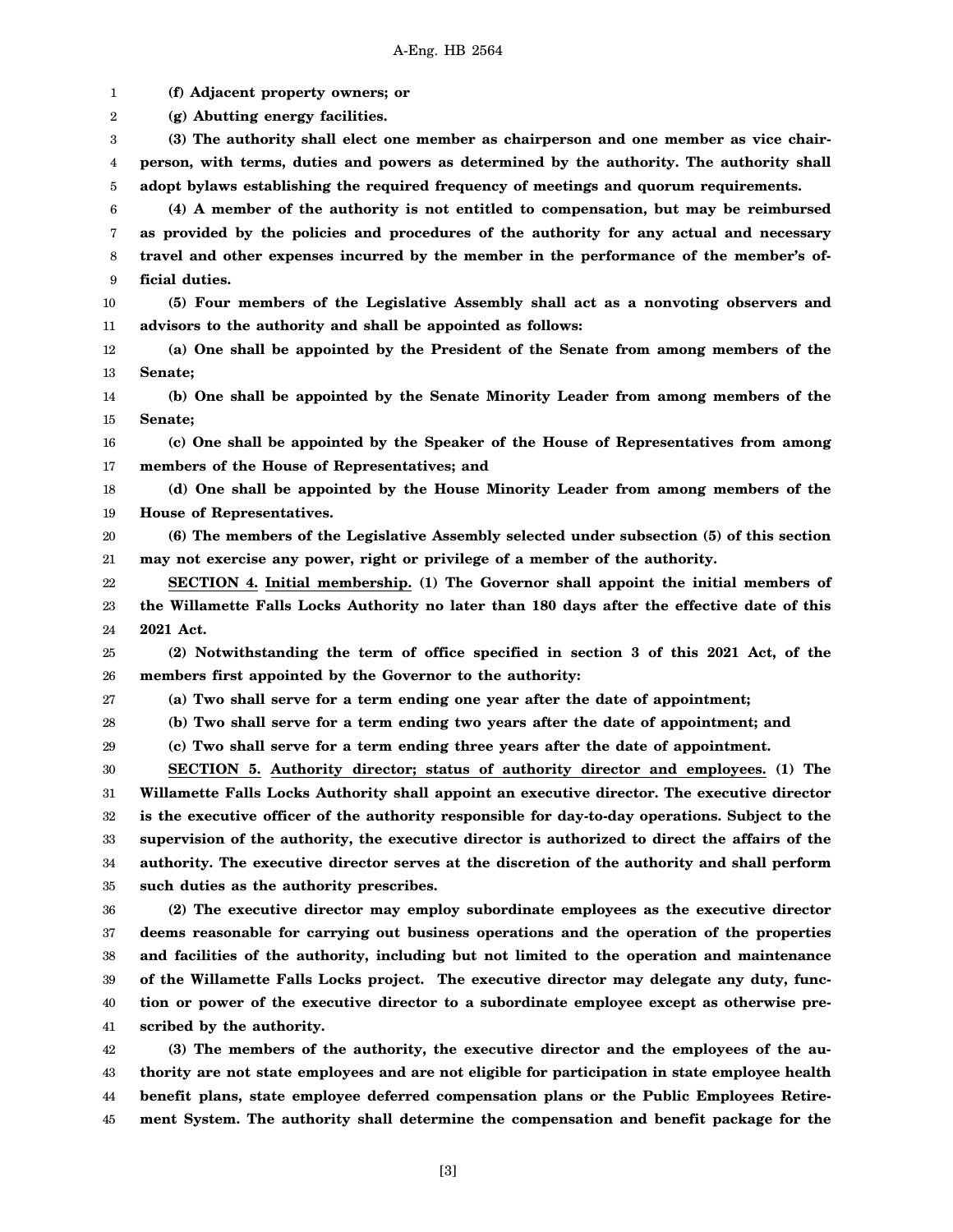**(f) Adjacent property owners; or**

**(g) Abutting energy facilities.**

**(3) The authority shall elect one member as chairperson and one member as vice chairperson, with terms, duties and powers as determined by the authority. The authority shall adopt bylaws establishing the required frequency of meetings and quorum requirements.**

**(4) A member of the authority is not entitled to compensation, but may be reimbursed as provided by the policies and procedures of the authority for any actual and necessary travel and other expenses incurred by the member in the performance of the member's official duties.**

**(5) Four members of the Legislative Assembly shall act as a nonvoting observers and advisors to the authority and shall be appointed as follows:**

**(a) One shall be appointed by the President of the Senate from among members of the Senate;**

**(b) One shall be appointed by the Senate Minority Leader from among members of the Senate;**

**(c) One shall be appointed by the Speaker of the House of Representatives from among members of the House of Representatives; and**

**(d) One shall be appointed by the House Minority Leader from among members of the House of Representatives.**

**(6) The members of the Legislative Assembly selected under subsection (5) of this section may not exercise any power, right or privilege of a member of the authority.**

**SECTION 4. Initial membership. (1) The Governor shall appoint the initial members of the Willamette Falls Locks Authority no later than 180 days after the effective date of this 2021 Act.**

**(2) Notwithstanding the term of office specified in section 3 of this 2021 Act, of the members first appointed by the Governor to the authority:**

**(a) Two shall serve for a term ending one year after the date of appointment;**

**(b) Two shall serve for a term ending two years after the date of appointment; and**

**(c) Two shall serve for a term ending three years after the date of appointment.**

**SECTION 5. Authority director; status of authority director and employees. (1) The Willamette Falls Locks Authority shall appoint an executive director. The executive director is the executive officer of the authority responsible for day-to-day operations. Subject to the supervision of the authority, the executive director is authorized to direct the affairs of the authority. The executive director serves at the discretion of the authority and shall perform such duties as the authority prescribes.**

**(2) The executive director may employ subordinate employees as the executive director deems reasonable for carrying out business operations and the operation of the properties and facilities of the authority, including but not limited to the operation and maintenance of the Willamette Falls Locks project. The executive director may delegate any duty, function or power of the executive director to a subordinate employee except as otherwise prescribed by the authority.**

**(3) The members of the authority, the executive director and the employees of the authority are not state employees and are not eligible for participation in state employee health benefit plans, state employee deferred compensation plans or the Public Employees Retirement System. The authority shall determine the compensation and benefit package for the**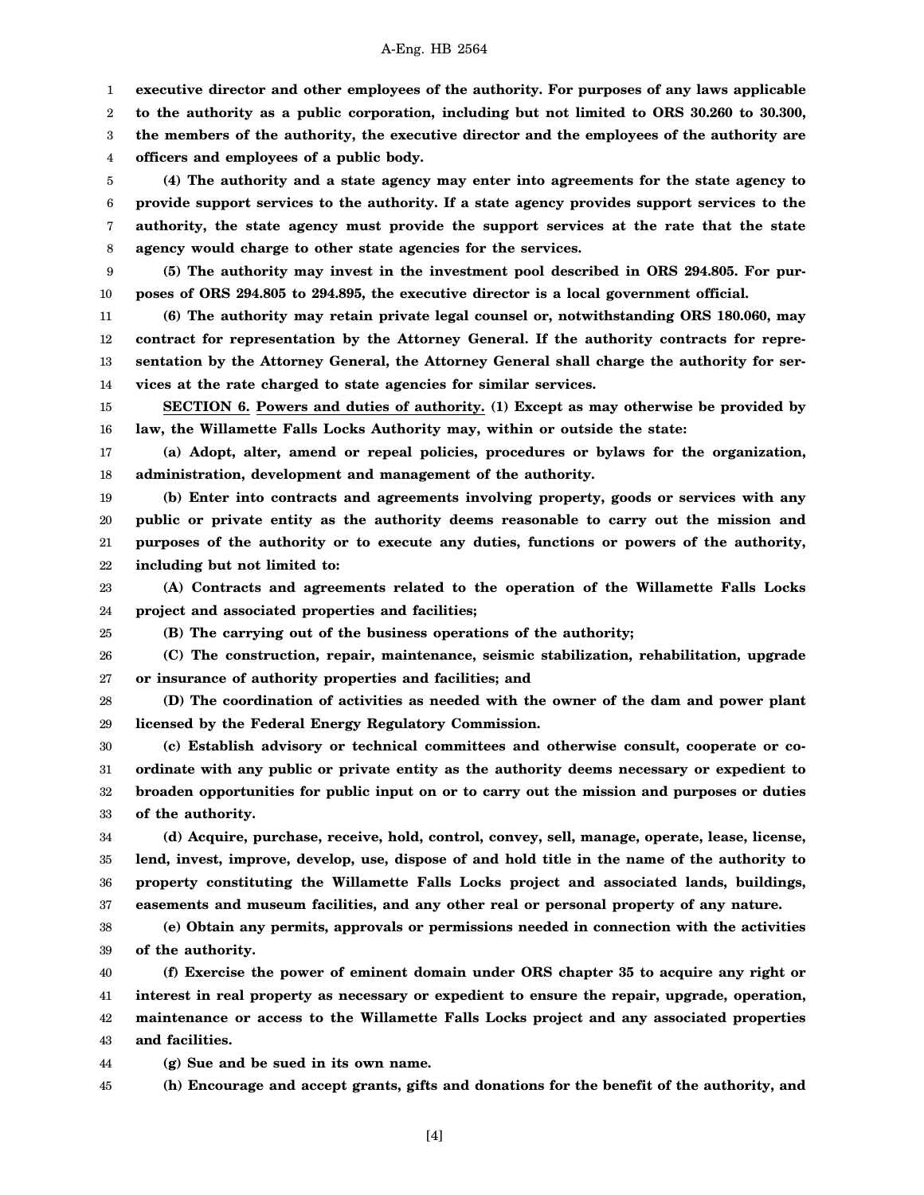**executive director and other employees of the authority. For purposes of any laws applicable to the authority as a public corporation, including but not limited to ORS 30.260 to 30.300, the members of the authority, the executive director and the employees of the authority are officers and employees of a public body.**

**(4) The authority and a state agency may enter into agreements for the state agency to provide support services to the authority. If a state agency provides support services to the authority, the state agency must provide the support services at the rate that the state agency would charge to other state agencies for the services.**

**(5) The authority may invest in the investment pool described in ORS 294.805. For purposes of ORS 294.805 to 294.895, the executive director is a local government official.**

**(6) The authority may retain private legal counsel or, notwithstanding ORS 180.060, may contract for representation by the Attorney General. If the authority contracts for representation by the Attorney General, the Attorney General shall charge the authority for services at the rate charged to state agencies for similar services.**

**SECTION 6.** **Powers and duties of authority. (1) Except as may otherwise be provided by law, the Willamette Falls Locks Authority may, within or outside the state:**

**(a) Adopt, alter, amend or repeal policies, procedures or bylaws for the organization, administration, development and management of the authority.**

**(b) Enter into contracts and agreements involving property, goods or services with any public or private entity as the authority deems reasonable to carry out the mission and purposes of the authority or to execute any duties, functions or powers of the authority, including but not limited to:**

**(A) Contracts and agreements related to the operation of the Willamette Falls Locks project and associated properties and facilities;**

**(B) The carrying out of the business operations of the authority;**

**(C) The construction, repair, maintenance, seismic stabilization, rehabilitation, upgrade or insurance of authority properties and facilities; and**

**(D) The coordination of activities as needed with the owner of the dam and power plant licensed by the Federal Energy Regulatory Commission.**

**(c) Establish advisory or technical committees and otherwise consult, cooperate or coordinate with any public or private entity as the authority deems necessary or expedient to broaden opportunities for public input on or to carry out the mission and purposes or duties of the authority.**

**(d) Acquire, purchase, receive, hold, control, convey, sell, manage, operate, lease, license, lend, invest, improve, develop, use, dispose of and hold title in the name of the authority to property constituting the Willamette Falls Locks project and associated lands, buildings, easements and museum facilities, and any other real or personal property of any nature.**

**(e) Obtain any permits, approvals or permissions needed in connection with the activities of the authority.**

**(f) Exercise the power of eminent domain under ORS chapter 35 to acquire any right or interest in real property as necessary or expedient to ensure the repair, upgrade, operation, maintenance or access to the Willamette Falls Locks project and any associated properties and facilities.**

**(g) Sue and be sued in its own name.**

**(h) Encourage and accept grants, gifts and donations for the benefit of the authority, and**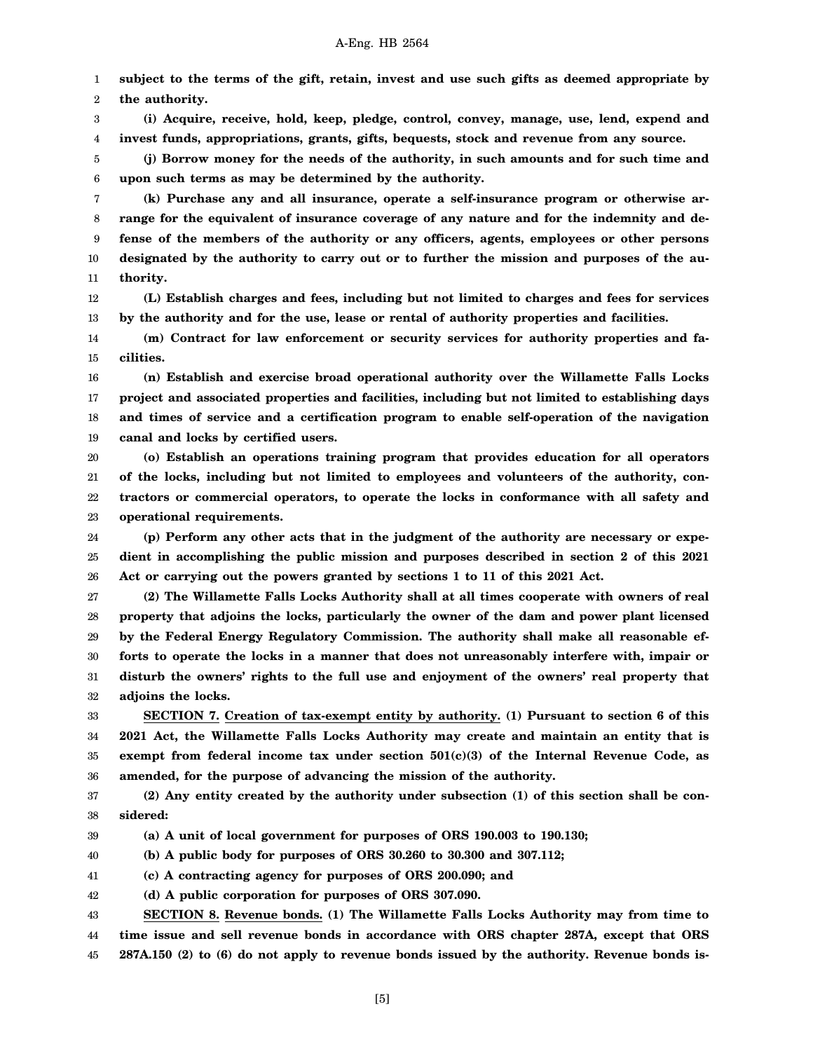**subject to the terms of the gift, retain, invest and use such gifts as deemed appropriate by the authority.**

**(i) Acquire, receive, hold, keep, pledge, control, convey, manage, use, lend, expend and invest funds, appropriations, grants, gifts, bequests, stock and revenue from any source.**

**(j) Borrow money for the needs of the authority, in such amounts and for such time and upon such terms as may be determined by the authority.**

**(k) Purchase any and all insurance, operate a self-insurance program or otherwise arrange for the equivalent of insurance coverage of any nature and for the indemnity and defense of the members of the authority or any officers, agents, employees or other persons designated by the authority to carry out or to further the mission and purposes of the authority.**

**(L) Establish charges and fees, including but not limited to charges and fees for services by the authority and for the use, lease or rental of authority properties and facilities.**

**(m) Contract for law enforcement or security services for authority properties and facilities.**

**(n) Establish and exercise broad operational authority over the Willamette Falls Locks project and associated properties and facilities, including but not limited to establishing days and times of service and a certification program to enable self-operation of the navigation canal and locks by certified users.**

**(o) Establish an operations training program that provides education for all operators of the locks, including but not limited to employees and volunteers of the authority, contractors or commercial operators, to operate the locks in conformance with all safety and operational requirements.**

**(p) Perform any other acts that in the judgment of the authority are necessary or expedient in accomplishing the public mission and purposes described in section 2 of this 2021 Act or carrying out the powers granted by sections 1 to 11 of this 2021 Act.**

**(2) The Willamette Falls Locks Authority shall at all times cooperate with owners of real property that adjoins the locks, particularly the owner of the dam and power plant licensed by the Federal Energy Regulatory Commission. The authority shall make all reasonable efforts to operate the locks in a manner that does not unreasonably interfere with, impair or disturb the owners' rights to the full use and enjoyment of the owners' real property that adjoins the locks.**

**SECTION 7. Creation of tax-exempt entity by authority. (1) Pursuant to section 6 of this 2021 Act, the Willamette Falls Locks Authority may create and maintain an entity that is exempt from federal income tax under section 501(c)(3) of the Internal Revenue Code, as amended, for the purpose of advancing the mission of the authority.**

**(2) Any entity created by the authority under subsection (1) of this section shall be considered:**

**(a) A unit of local government for purposes of ORS 190.003 to 190.130;**

**(b) A public body for purposes of ORS 30.260 to 30.300 and 307.112;**

**(c) A contracting agency for purposes of ORS 200.090; and**

**(d) A public corporation for purposes of ORS 307.090.**

**SECTION 8. Revenue bonds. (1) The Willamette Falls Locks Authority may from time to time issue and sell revenue bonds in accordance with ORS chapter 287A, except that ORS 287A.150 (2) to (6) do not apply to revenue bonds issued by the authority. Revenue bonds is-**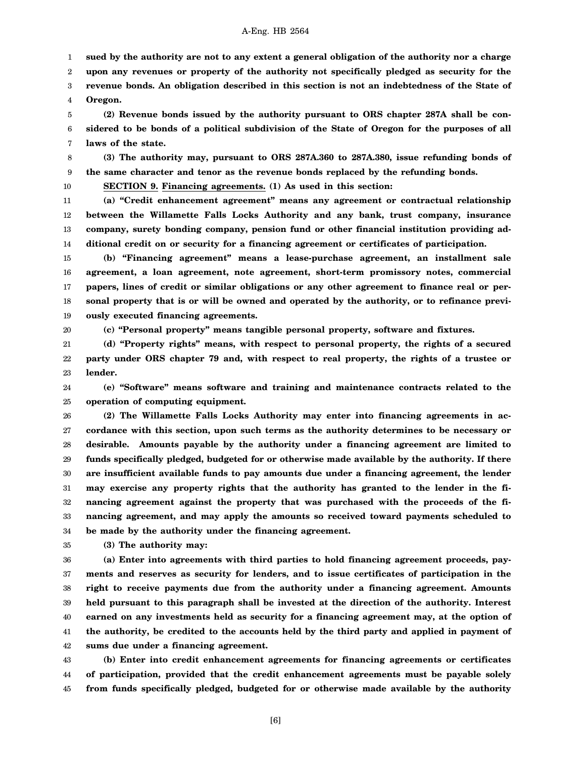**sued by the authority are not to any extent a general obligation of the authority nor a charge upon any revenues or property of the authority not specifically pledged as security for the revenue bonds. An obligation described in this section is not an indebtedness of the State of Oregon.**

**(2) Revenue bonds issued by the authority pursuant to ORS chapter 287A shall be considered to be bonds of a political subdivision of the State of Oregon for the purposes of all laws of the state.**

**(3) The authority may, pursuant to ORS 287A.360 to 287A.380, issue refunding bonds of the same character and tenor as the revenue bonds replaced by the refunding bonds.**

**SECTION 9. Financing agreements. (1) As used in this section:**

**(a) "Credit enhancement agreement" means any agreement or contractual relationship between the Willamette Falls Locks Authority and any bank, trust company, insurance company, surety bonding company, pension fund or other financial institution providing additional credit on or security for a financing agreement or certificates of participation.**

**(b) "Financing agreement" means a lease-purchase agreement, an installment sale agreement, a loan agreement, note agreement, short-term promissory notes, commercial papers, lines of credit or similar obligations or any other agreement to finance real or personal property that is or will be owned and operated by the authority, or to refinance previously executed financing agreements.**

**(c) "Personal property" means tangible personal property, software and fixtures.**

**(d) "Property rights" means, with respect to personal property, the rights of a secured party under ORS chapter 79 and, with respect to real property, the rights of a trustee or lender.**

**(e) "Software" means software and training and maintenance contracts related to the operation of computing equipment.**

**(2) The Willamette Falls Locks Authority may enter into financing agreements in accordance with this section, upon such terms as the authority determines to be necessary or desirable. Amounts payable by the authority under a financing agreement are limited to funds specifically pledged, budgeted for or otherwise made available by the authority. If there are insufficient available funds to pay amounts due under a financing agreement, the lender may exercise any property rights that the authority has granted to the lender in the financing agreement against the property that was purchased with the proceeds of the financing agreement, and may apply the amounts so received toward payments scheduled to be made by the authority under the financing agreement.**

**(3) The authority may:**

**(a) Enter into agreements with third parties to hold financing agreement proceeds, payments and reserves as security for lenders, and to issue certificates of participation in the right to receive payments due from the authority under a financing agreement. Amounts held pursuant to this paragraph shall be invested at the direction of the authority. Interest earned on any investments held as security for a financing agreement may, at the option of the authority, be credited to the accounts held by the third party and applied in payment of sums due under a financing agreement.**

**(b) Enter into credit enhancement agreements for financing agreements or certificates of participation, provided that the credit enhancement agreements must be payable solely from funds specifically pledged, budgeted for or otherwise made available by the authority**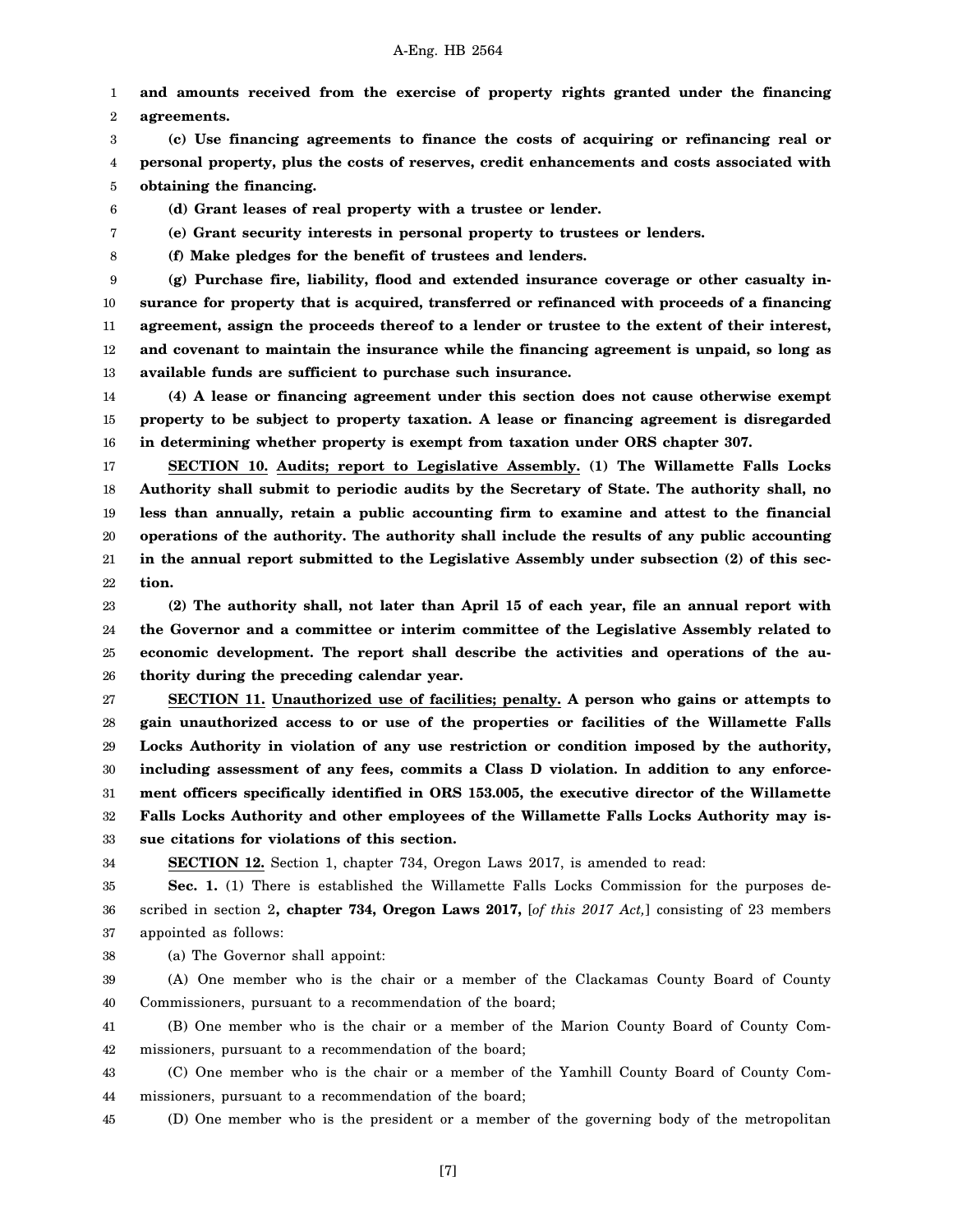**and amounts received from the exercise of property rights granted under the financing agreements.**

**(c) Use financing agreements to finance the costs of acquiring or refinancing real or personal property, plus the costs of reserves, credit enhancements and costs associated with obtaining the financing.**

**(d) Grant leases of real property with a trustee or lender.**

**(e) Grant security interests in personal property to trustees or lenders.**

**(f) Make pledges for the benefit of trustees and lenders.**

**(g) Purchase fire, liability, flood and extended insurance coverage or other casualty insurance for property that is acquired, transferred or refinanced with proceeds of a financing agreement, assign the proceeds thereof to a lender or trustee to the extent of their interest, and covenant to maintain the insurance while the financing agreement is unpaid, so long as available funds are sufficient to purchase such insurance.**

**(4) A lease or financing agreement under this section does not cause otherwise exempt property to be subject to property taxation. A lease or financing agreement is disregarded in determining whether property is exempt from taxation under ORS chapter 307.**

**SECTION 10. Audits; report to Legislative Assembly. (1) The Willamette Falls Locks Authority shall submit to periodic audits by the Secretary of State. The authority shall, no less than annually, retain a public accounting firm to examine and attest to the financial operations of the authority. The authority shall include the results of any public accounting in the annual report submitted to the Legislative Assembly under subsection (2) of this section.**

**(2) The authority shall, not later than April 15 of each year, file an annual report with the Governor and a committee or interim committee of the Legislative Assembly related to economic development. The report shall describe the activities and operations of the authority during the preceding calendar year.**

**SECTION 11. Unauthorized use of facilities; penalty. A person who gains or attempts to gain unauthorized access to or use of the properties or facilities of the Willamette Falls Locks Authority in violation of any use restriction or condition imposed by the authority, including assessment of any fees, commits a Class D violation. In addition to any enforcement officers specifically identified in ORS 153.005, the executive director of the Willamette Falls Locks Authority and other employees of the Willamette Falls Locks Authority may issue citations for violations of this section.**

**SECTION 12.** Section 1, chapter 734, Oregon Laws 2017, is amended to read:

**Sec. 1.** (1) There is established the Willamette Falls Locks Commission for the purposes described in section 2**, chapter 734, Oregon Laws 2017,** [*of this 2017 Act,*] consisting of 23 members appointed as follows:

(a) The Governor shall appoint:

(A) One member who is the chair or a member of the Clackamas County Board of County Commissioners, pursuant to a recommendation of the board;

(B) One member who is the chair or a member of the Marion County Board of County Commissioners, pursuant to a recommendation of the board;

(C) One member who is the chair or a member of the Yamhill County Board of County Commissioners, pursuant to a recommendation of the board;

(D) One member who is the president or a member of the governing body of the metropolitan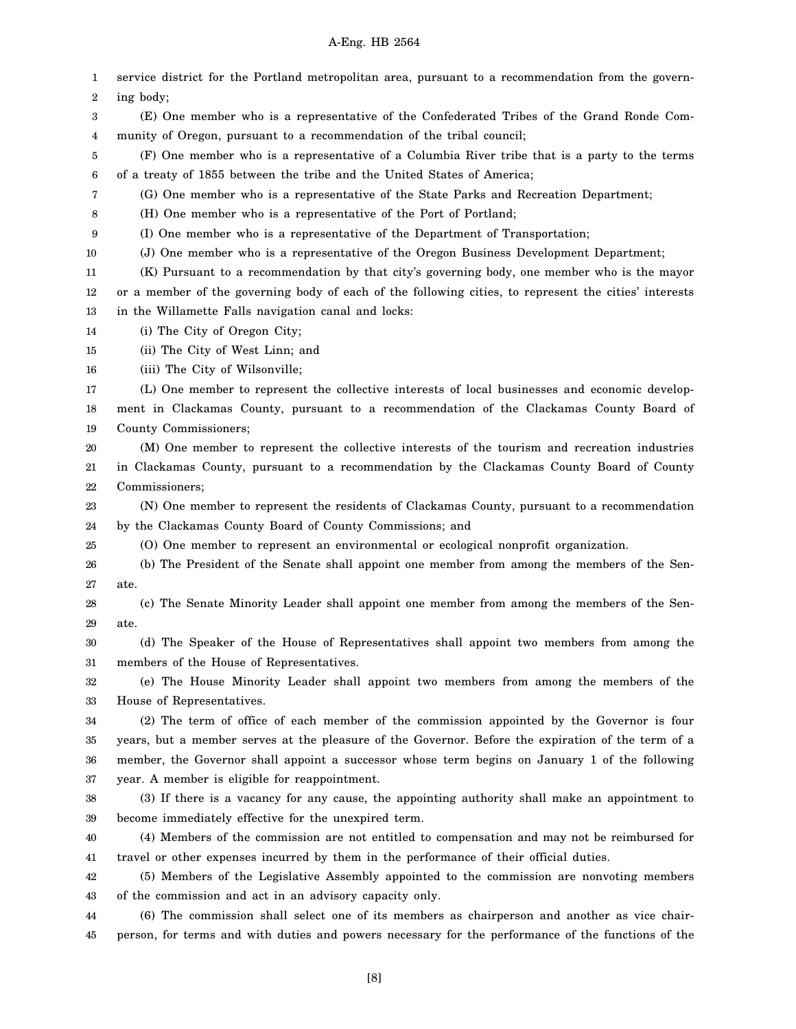service district for the Portland metropolitan area, pursuant to a recommendation from the governing body;

(E) One member who is a representative of the Confederated Tribes of the Grand Ronde Community of Oregon, pursuant to a recommendation of the tribal council;

(F) One member who is a representative of a Columbia River tribe that is a party to the terms of a treaty of 1855 between the tribe and the United States of America;

(G) One member who is a representative of the State Parks and Recreation Department;

(H) One member who is a representative of the Port of Portland;

(I) One member who is a representative of the Department of Transportation;

(J) One member who is a representative of the Oregon Business Development Department;

(K) Pursuant to a recommendation by that city's governing body, one member who is the mayor or a member of the governing body of each of the following cities, to represent the cities' interests in the Willamette Falls navigation canal and locks:

(i) The City of Oregon City;

(ii) The City of West Linn; and

(iii) The City of Wilsonville;

(L) One member to represent the collective interests of local businesses and economic development in Clackamas County, pursuant to a recommendation of the Clackamas County Board of County Commissioners;

(M) One member to represent the collective interests of the tourism and recreation industries in Clackamas County, pursuant to a recommendation by the Clackamas County Board of County Commissioners;

(N) One member to represent the residents of Clackamas County, pursuant to a recommendation by the Clackamas County Board of County Commissions; and

(O) One member to represent an environmental or ecological nonprofit organization.

(b) The President of the Senate shall appoint one member from among the members of the Senate.

(c) The Senate Minority Leader shall appoint one member from among the members of the Senate.

(d) The Speaker of the House of Representatives shall appoint two members from among the members of the House of Representatives.

(e) The House Minority Leader shall appoint two members from among the members of the House of Representatives.

(2) The term of office of each member of the commission appointed by the Governor is four years, but a member serves at the pleasure of the Governor. Before the expiration of the term of a member, the Governor shall appoint a successor whose term begins on January 1 of the following year. A member is eligible for reappointment.

(3) If there is a vacancy for any cause, the appointing authority shall make an appointment to become immediately effective for the unexpired term.

(4) Members of the commission are not entitled to compensation and may not be reimbursed for travel or other expenses incurred by them in the performance of their official duties.

(5) Members of the Legislative Assembly appointed to the commission are nonvoting members of the commission and act in an advisory capacity only.

(6) The commission shall select one of its members as chairperson and another as vice chairperson, for terms and with duties and powers necessary for the performance of the functions of the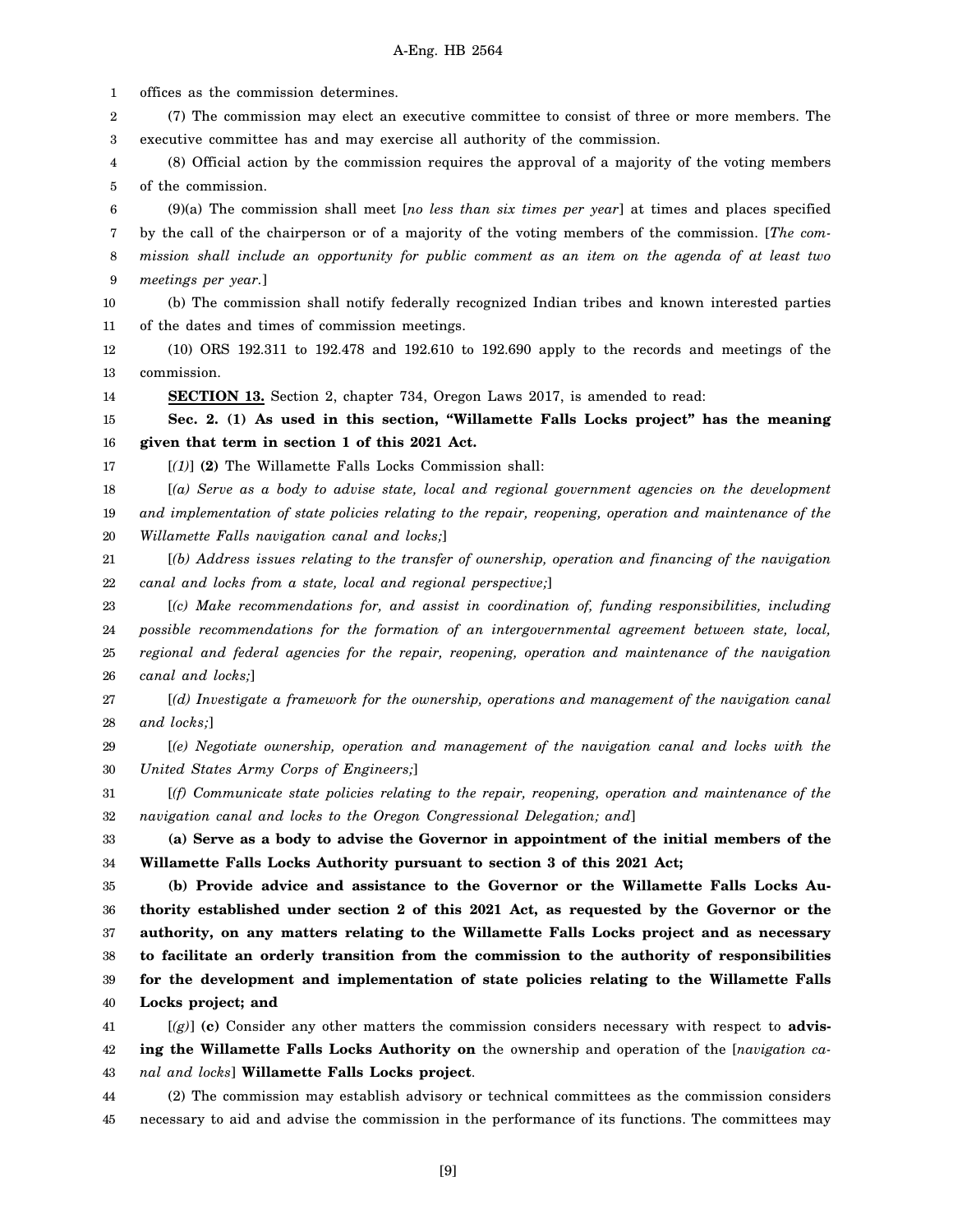offices as the commission determines.

(7) The commission may elect an executive committee to consist of three or more members. The executive committee has and may exercise all authority of the commission.

(8) Official action by the commission requires the approval of a majority of the voting members of the commission.

(9)(a) The commission shall meet [*no less than six times per year*] at times and places specified by the call of the chairperson or of a majority of the voting members of the commission. [*The commission shall include an opportunity for public comment as an item on the agenda of at least two meetings per year.*]

(b) The commission shall notify federally recognized Indian tribes and known interested parties of the dates and times of commission meetings.

(10) ORS 192.311 to 192.478 and 192.610 to 192.690 apply to the records and meetings of the commission.

**SECTION 13.** Section 2, chapter 734, Oregon Laws 2017, is amended to read:

**Sec. 2. (1) As used in this section, "Willamette Falls Locks project" has the meaning given that term in section 1 of this 2021 Act.**

[*(1)*] **(2)** The Willamette Falls Locks Commission shall:

[*(a) Serve as a body to advise state, local and regional government agencies on the development and implementation of state policies relating to the repair, reopening, operation and maintenance of the Willamette Falls navigation canal and locks;*]

[*(b) Address issues relating to the transfer of ownership, operation and financing of the navigation canal and locks from a state, local and regional perspective;*]

[*(c) Make recommendations for, and assist in coordination of, funding responsibilities, including possible recommendations for the formation of an intergovernmental agreement between state, local, regional and federal agencies for the repair, reopening, operation and maintenance of the navigation canal and locks;*]

[*(d) Investigate a framework for the ownership, operations and management of the navigation canal and locks;*]

[*(e) Negotiate ownership, operation and management of the navigation canal and locks with the United States Army Corps of Engineers;*]

[*(f) Communicate state policies relating to the repair, reopening, operation and maintenance of the navigation canal and locks to the Oregon Congressional Delegation; and*]

**(a) Serve as a body to advise the Governor in appointment of the initial members of the Willamette Falls Locks Authority pursuant to section 3 of this 2021 Act;**

**(b) Provide advice and assistance to the Governor or the Willamette Falls Locks Authority established under section 2 of this 2021 Act, as requested by the Governor or the authority, on any matters relating to the Willamette Falls Locks project and as necessary to facilitate an orderly transition from the commission to the authority of responsibilities for the development and implementation of state policies relating to the Willamette Falls Locks project; and**

[*(g)*] **(c)** Consider any other matters the commission considers necessary with respect to **advising the Willamette Falls Locks Authority on** the ownership and operation of the [*navigation canal and locks*] **Willamette Falls Locks project**.

(2) The commission may establish advisory or technical committees as the commission considers necessary to aid and advise the commission in the performance of its functions. The committees may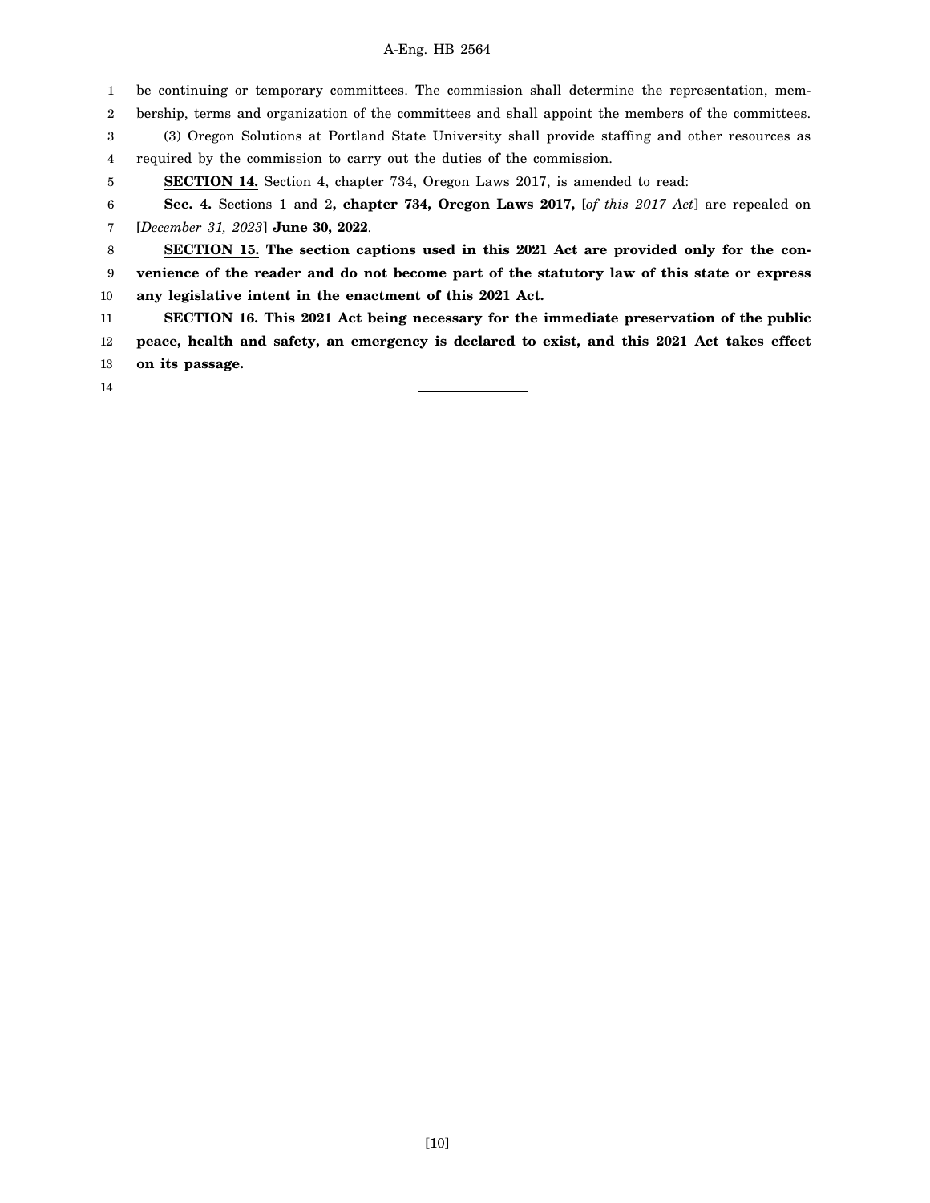be continuing or temporary committees. The commission shall determine the representation, membership, terms and organization of the committees and shall appoint the members of the committees.

(3) Oregon Solutions at Portland State University shall provide staffing and other resources as required by the commission to carry out the duties of the commission.

**SECTION 14.** Section 4, chapter 734, Oregon Laws 2017, is amended to read:

**Sec. 4.** Sections 1 and 2**, chapter 734, Oregon Laws 2017,** [*of this 2017 Act*] are repealed on [*December 31, 2023*] **June 30, 2022**.

**SECTION 15. The section captions used in this 2021 Act are provided only for the convenience of the reader and do not become part of the statutory law of this state or express any legislative intent in the enactment of this 2021 Act.**

**SECTION 16. This 2021 Act being necessary for the immediate preservation of the public peace, health and safety, an emergency is declared to exist, and this 2021 Act takes effect on its passage.**